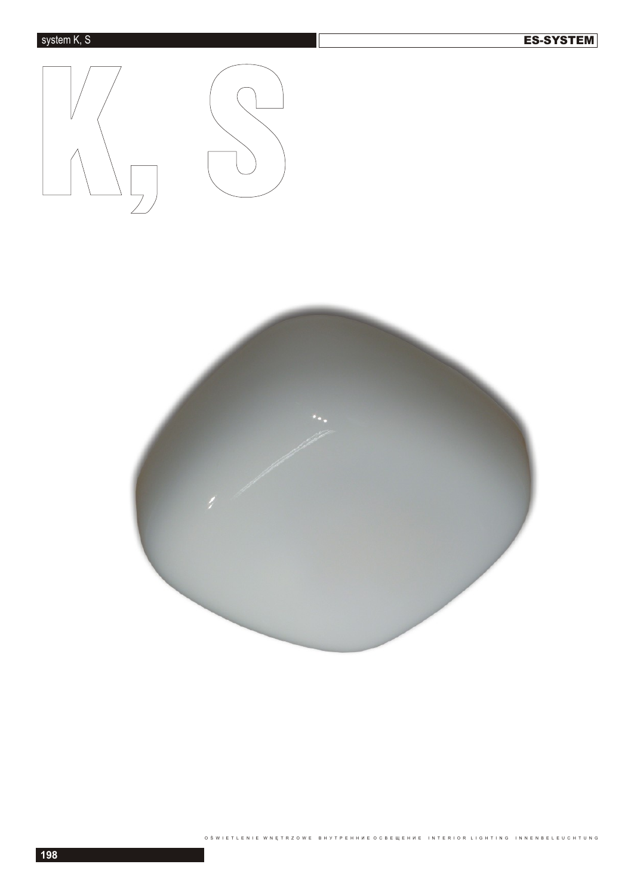# K, S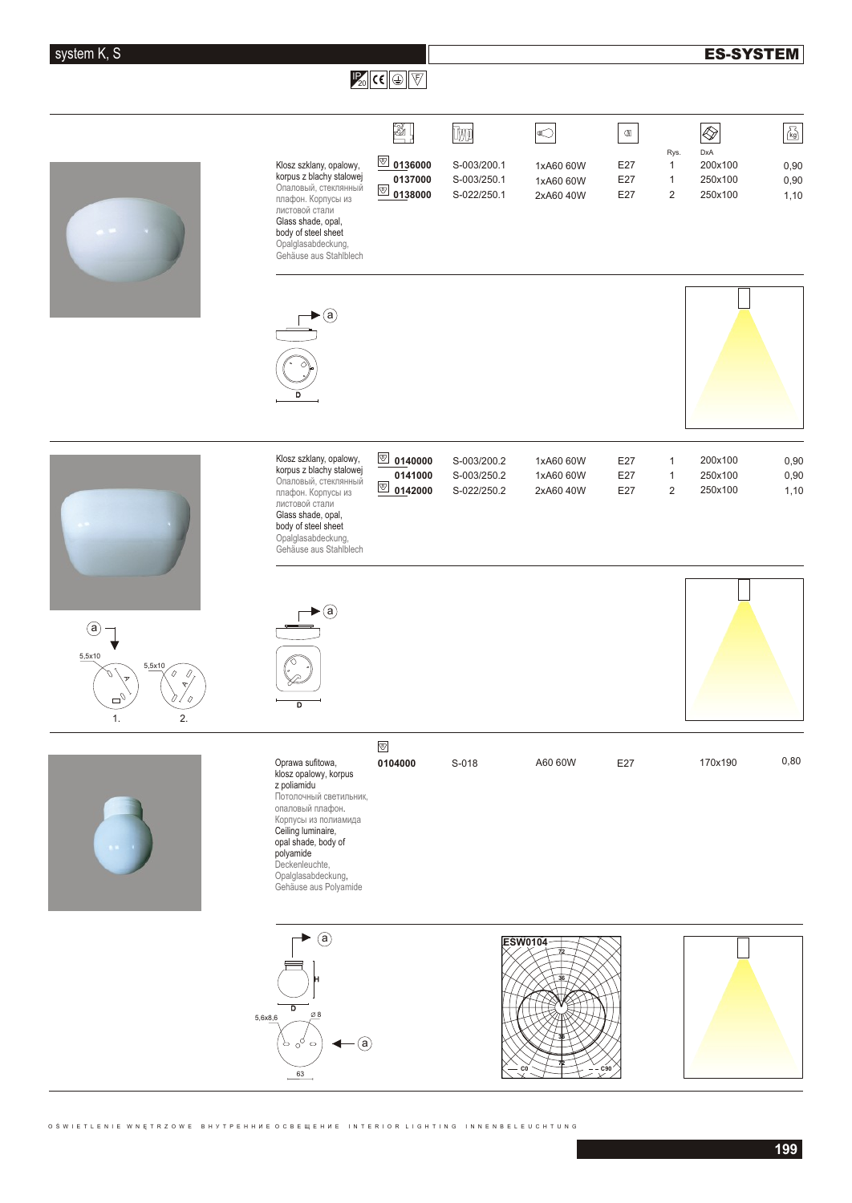## system K, S

## ES-SYSTEM

IP20

| Opis | Nr kat. | Typ | Źródło | Trzonek | Rys. | DxA | kg |
|---|---|---|---|---|---|---|---|
| Klosz szklany, opalowy, korpus z blachy stalowej<br>Опаловый, стеклянный плафон. Корпусы из листовой стали<br>Glass shade, opal, body of steel sheet<br>Opalglasabdeckung, Gehäuse aus Stahlblech | 0136000 | S-003/200.1 | 1xA60 60W | E27 | 1 | 200x100 | 0,90 |
| | 0137000 | S-003/250.1 | 1xA60 60W | E27 | 1 | 250x100 | 0,90 |
| | 0138000 | S-022/250.1 | 2xA60 40W | E27 | 2 | 250x100 | 1,10 |
| Klosz szklany, opalowy, korpus z blachy stalowej<br>Опаловый, стеклянный плафон. Корпусы из листовой стали<br>Glass shade, opal, body of steel sheet<br>Opalglasabdeckung, Gehäuse aus Stahlblech | 0140000 | S-003/200.2 | 1xA60 60W | E27 | 1 | 200x100 | 0,90 |
| | 0141000 | S-003/250.2 | 1xA60 60W | E27 | 1 | 250x100 | 0,90 |
| | 0142000 | S-022/250.2 | 2xA60 40W | E27 | 2 | 250x100 | 1,10 |
| Oprawa sufitowa, klosz opalowy, korpus z poliamidu<br>Потолочный светильник, опаловый плафон. Корпусы из полиамида<br>Ceiling luminaire, opal shade, body of polyamide<br>Deckenleuchte, Opalglasabdeckung, Gehäuse aus Polyamide | 0104000 | S-018 | A60 60W | E27 | | 170x190 | 0,80 |

a, D, 5,5x10, 1., 2.

a, D, H, 5,6x8,6, Ø8, 63

ESW0104

OŚWIETLENIE WNĘTRZOWE   ВНУТРЕННИЕ ОСВЕЩЕНИЕ   INTERIOR LIGHTING   INNENBELEUCHTUNG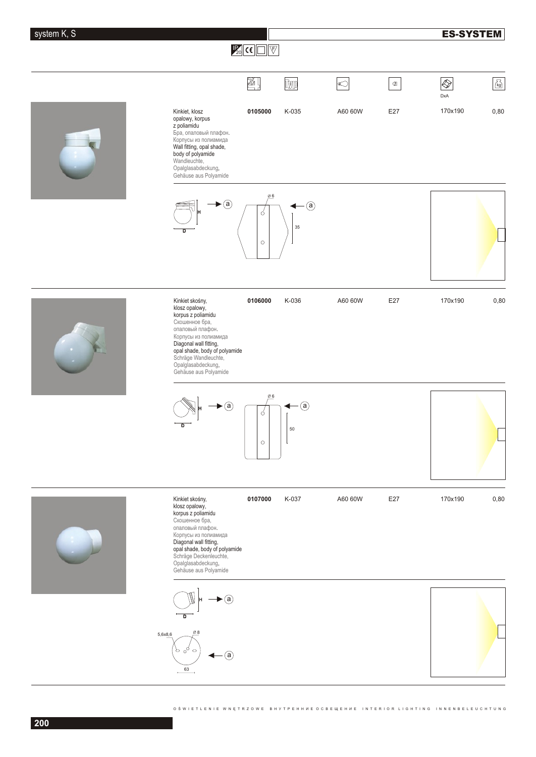## system K, S

**ES-SYSTEM**

IP20

| | Nr kat. | Typ | Lamp | Socket | DxA | kg |
|---|---|---|---|---|---|---|
| Kinkiet, klosz opalowy, korpus z poliamidu<br>Бра, опаловый плафон. Корпусы из полиамида<br>Wall fitting, opal shade, body of polyamide<br>Wandleuchte, Opalglasabdeckung, Gehäuse aus Polyamide | **0105000** | K-035 | A60 60W | E27 | 170x190 | 0,80 |
| Kinkiet skośny, klosz opalowy, korpus z poliamidu<br>Скошенное бра, опаловый плафон. Корпусы из полиамида<br>Diagonal wall fitting, opal shade, body of polyamide<br>Schräge Wandleuchte, Opalglasabdeckung, Gehäuse aus Polyamide | **0106000** | K-036 | A60 60W | E27 | 170x190 | 0,80 |
| Kinkiet skośny, klosz opalowy, korpus z poliamidu<br>Скошенное бра, опаловый плафон. Корпусы из полиамида<br>Diagonal wall fitting, opal shade, body of polyamide<br>Schräge Deckenleuchte, Opalglasabdeckung, Gehäuse aus Polyamide | **0107000** | K-037 | A60 60W | E27 | 170x190 | 0,80 |

K-035: H, D, a, Ø 6, 35

K-036: H, D, a, Ø 6, 50

K-037: H, D, a, 5,6x8,6, Ø 8, 63

OŚWIETLENIE WNĘTRZOWE ВНУТРЕННИЕ ОСВЕЩЕНИЕ INTERIOR LIGHTING INNENBELEUCHTUNG